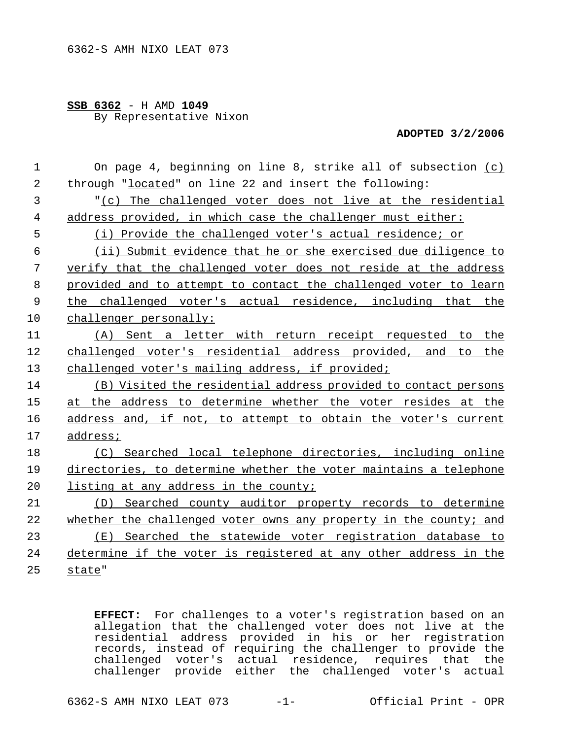**SSB 6362** - H AMD **1049**
By Representative Nixon

**ADOPTED 3/2/2006**

On page 4, beginning on line 8, strike all of subsection <u>(c)</u> through "<u>located</u>" on line 22 and insert the following:

"<u>(c) The challenged voter does not live at the residential address provided, in which case the challenger must either:</u>

<u>(i) Provide the challenged voter's actual residence; or</u>

<u>(ii) Submit evidence that he or she exercised due diligence to verify that the challenged voter does not reside at the address provided and to attempt to contact the challenged voter to learn the challenged voter's actual residence, including that the challenger personally:</u>

<u>(A) Sent a letter with return receipt requested to the challenged voter's residential address provided, and to the challenged voter's mailing address, if provided;</u>

<u>(B) Visited the residential address provided to contact persons at the address to determine whether the voter resides at the address and, if not, to attempt to obtain the voter's current address;</u>

<u>(C) Searched local telephone directories, including online directories, to determine whether the voter maintains a telephone listing at any address in the county;</u>

<u>(D) Searched county auditor property records to determine whether the challenged voter owns any property in the county; and</u>

<u>(E) Searched the statewide voter registration database to determine if the voter is registered at any other address in the state</u>"

**<u>EFFECT:</u>** For challenges to a voter's registration based on an allegation that the challenged voter does not live at the residential address provided in his or her registration records, instead of requiring the challenger to provide the challenged voter's actual residence, requires that the challenger provide either the challenged voter's actual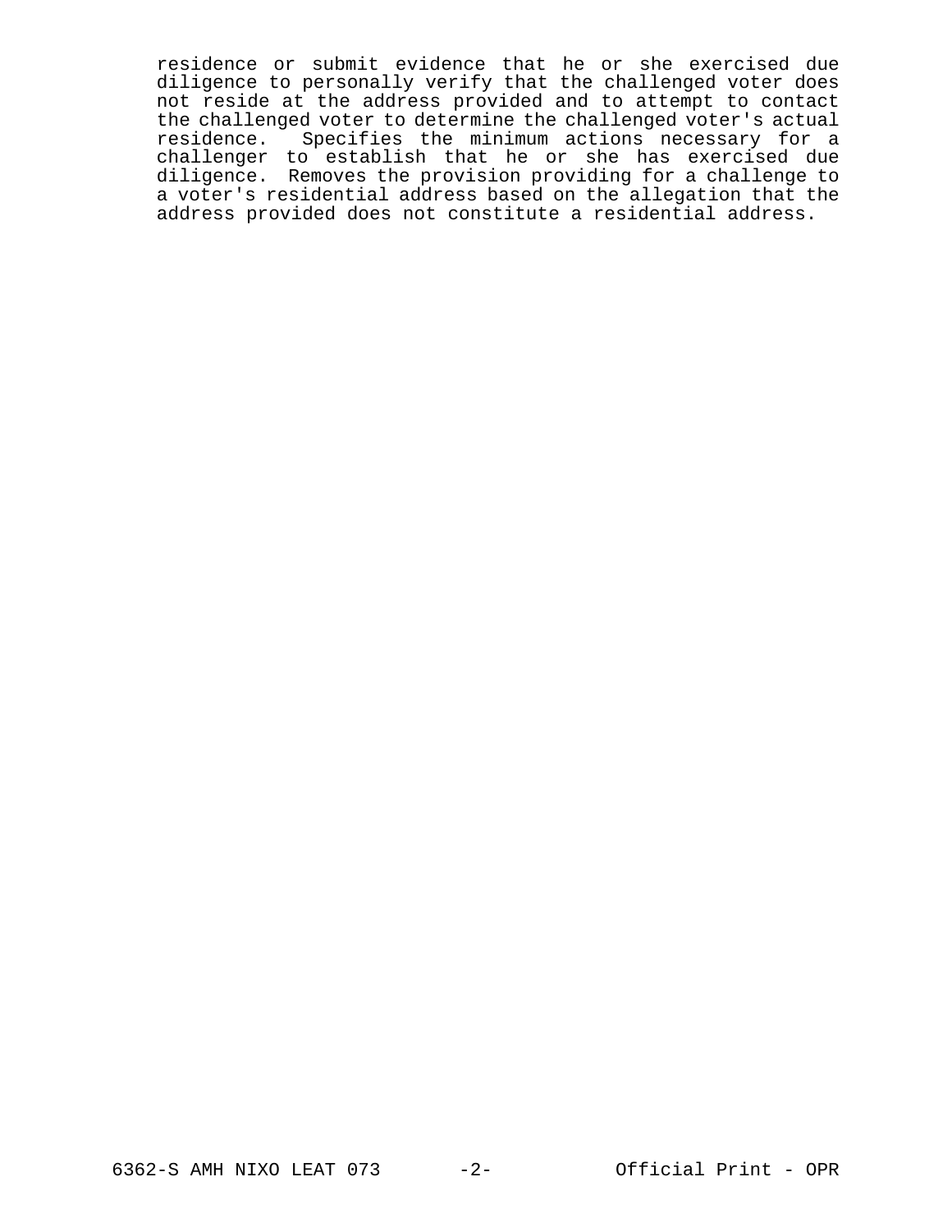residence or submit evidence that he or she exercised due diligence to personally verify that the challenged voter does not reside at the address provided and to attempt to contact the challenged voter to determine the challenged voter's actual residence. Specifies the minimum actions necessary for a challenger to establish that he or she has exercised due diligence. Removes the provision providing for a challenge to a voter's residential address based on the allegation that the address provided does not constitute a residential address.